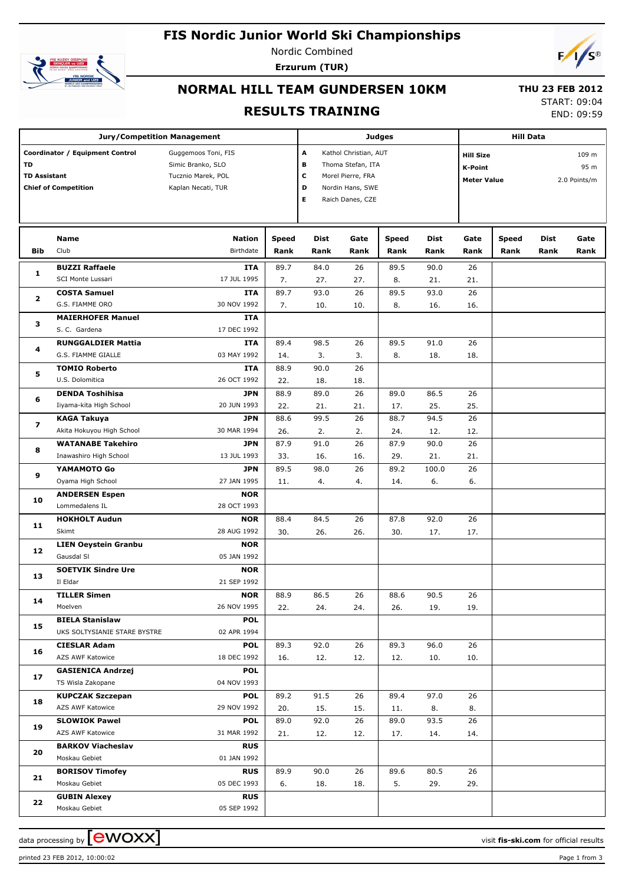# FIS Nordic Junior World Ski Championships

Nordic Combined

**Erzurum (TUR)**

## NORMAL HILL TEAM GUNDERSEN 10KM

**THU 23 FEB 2012**

START: 09:04

END: 09:59

## RESULTS TRAINING

| Jury/Competition Management | | Judges | | Hill Data | |
|---|---|---|---|---|---|
| **Coordinator / Equipment Control** | Guggemoos Toni, FIS | A | Kathol Christian, AUT | **Hill Size** | 109 m |
| **TD** | Simic Branko, SLO | B | Thoma Stefan, ITA | **K-Point** | 95 m |
| **TD Assistant** | Tucznio Marek, POL | C | Morel Pierre, FRA | **Meter Value** | 2.0 Points/m |
| **Chief of Competition** | Kaplan Necati, TUR | D | Nordin Hans, SWE | | |
| | | E | Raich Danes, CZE | | |

| Bib | Name / Club | Nation / Birthdate | Speed / Rank | Dist / Rank | Gate / Rank | Speed / Rank | Dist / Rank | Gate / Rank | Speed / Rank | Dist / Rank | Gate / Rank |
|---|---|---|---|---|---|---|---|---|---|---|---|
| 1 | **BUZZI Raffaele** | **ITA** | 89.7 | 84.0 | 26 | 89.5 | 90.0 | 26 | | | |
| | SCI Monte Lussari | 17 JUL 1995 | 7. | 27. | 27. | 8. | 21. | 21. | | | |
| 2 | **COSTA Samuel** | **ITA** | 89.7 | 93.0 | 26 | 89.5 | 93.0 | 26 | | | |
| | G.S. FIAMME ORO | 30 NOV 1992 | 7. | 10. | 10. | 8. | 16. | 16. | | | |
| 3 | **MAIERHOFER Manuel** | **ITA** | | | | | | | | | |
| | S. C. Gardena | 17 DEC 1992 | | | | | | | | | |
| 4 | **RUNGGALDIER Mattia** | **ITA** | 89.4 | 98.5 | 26 | 89.5 | 91.0 | 26 | | | |
| | G.S. FIAMME GIALLE | 03 MAY 1992 | 14. | 3. | 3. | 8. | 18. | 18. | | | |
| 5 | **TOMIO Roberto** | **ITA** | 88.9 | 90.0 | 26 | | | | | | |
| | U.S. Dolomitica | 26 OCT 1992 | 22. | 18. | 18. | | | | | | |
| 6 | **DENDA Toshihisa** | **JPN** | 88.9 | 89.0 | 26 | 89.0 | 86.5 | 26 | | | |
| | Iiyama-kita High School | 20 JUN 1993 | 22. | 21. | 21. | 17. | 25. | 25. | | | |
| 7 | **KAGA Takuya** | **JPN** | 88.6 | 99.5 | 26 | 88.7 | 94.5 | 26 | | | |
| | Akita Hokuyou High School | 30 MAR 1994 | 26. | 2. | 2. | 24. | 12. | 12. | | | |
| 8 | **WATANABE Takehiro** | **JPN** | 87.9 | 91.0 | 26 | 87.9 | 90.0 | 26 | | | |
| | Inawashiro High School | 13 JUL 1993 | 33. | 16. | 16. | 29. | 21. | 21. | | | |
| 9 | **YAMAMOTO Go** | **JPN** | 89.5 | 98.0 | 26 | 89.2 | 100.0 | 26 | | | |
| | Oyama High School | 27 JAN 1995 | 11. | 4. | 4. | 14. | 6. | 6. | | | |
| 10 | **ANDERSEN Espen** | **NOR** | | | | | | | | | |
| | Lommedalens IL | 28 OCT 1993 | | | | | | | | | |
| 11 | **HOKHOLT Audun** | **NOR** | 88.4 | 84.5 | 26 | 87.8 | 92.0 | 26 | | | |
| | Skimt | 28 AUG 1992 | 30. | 26. | 26. | 30. | 17. | 17. | | | |
| 12 | **LIEN Oeystein Granbu** | **NOR** | | | | | | | | | |
| | Gausdal SI | 05 JAN 1992 | | | | | | | | | |
| 13 | **SOETVIK Sindre Ure** | **NOR** | | | | | | | | | |
| | Il Eldar | 21 SEP 1992 | | | | | | | | | |
| 14 | **TILLER Simen** | **NOR** | 88.9 | 86.5 | 26 | 88.6 | 90.5 | 26 | | | |
| | Moelven | 26 NOV 1995 | 22. | 24. | 24. | 26. | 19. | 19. | | | |
| 15 | **BIELA Stanislaw** | **POL** | | | | | | | | | |
| | UKS SOLTYSIANIE STARE BYSTRE | 02 APR 1994 | | | | | | | | | |
| 16 | **CIESLAR Adam** | **POL** | 89.3 | 92.0 | 26 | 89.3 | 96.0 | 26 | | | |
| | AZS AWF Katowice | 18 DEC 1992 | 16. | 12. | 12. | 12. | 10. | 10. | | | |
| 17 | **GASIENICA Andrzej** | **POL** | | | | | | | | | |
| | TS Wisla Zakopane | 04 NOV 1993 | | | | | | | | | |
| 18 | **KUPCZAK Szczepan** | **POL** | 89.2 | 91.5 | 26 | 89.4 | 97.0 | 26 | | | |
| | AZS AWF Katowice | 29 NOV 1992 | 20. | 15. | 15. | 11. | 8. | 8. | | | |
| 19 | **SLOWIOK Pawel** | **POL** | 89.0 | 92.0 | 26 | 89.0 | 93.5 | 26 | | | |
| | AZS AWF Katowice | 31 MAR 1992 | 21. | 12. | 12. | 17. | 14. | 14. | | | |
| 20 | **BARKOV Viacheslav** | **RUS** | | | | | | | | | |
| | Moskau Gebiet | 01 JAN 1992 | | | | | | | | | |
| 21 | **BORISOV Timofey** | **RUS** | 89.9 | 90.0 | 26 | 89.6 | 80.5 | 26 | | | |
| | Moskau Gebiet | 05 DEC 1993 | 6. | 18. | 18. | 5. | 29. | 29. | | | |
| 22 | **GUBIN Alexey** | **RUS** | | | | | | | | | |
| | Moskau Gebiet | 05 SEP 1992 | | | | | | | | | |

data processing by ewoxx — visit **fis-ski.com** for official results

printed 23 FEB 2012, 10:00:02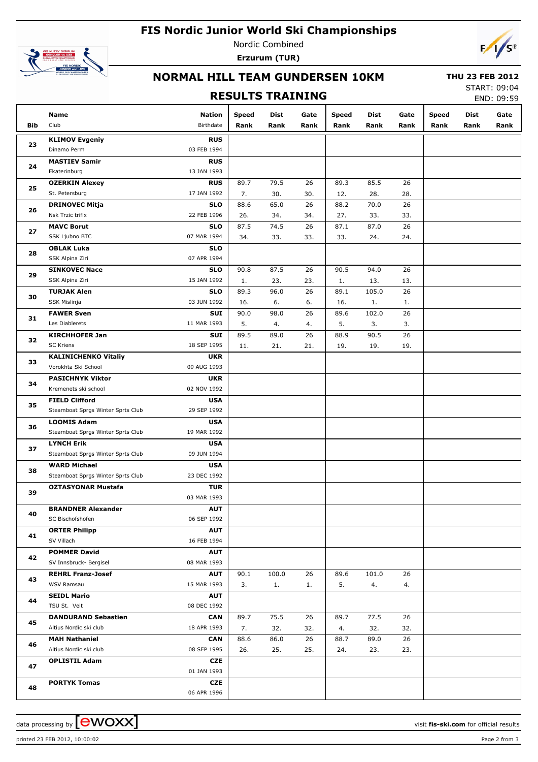# FIS Nordic Junior World Ski Championships

Nordic Combined

**Erzurum (TUR)**

## NORMAL HILL TEAM GUNDERSEN 10KM

**THU 23 FEB 2012**

START: 09:04

END: 09:59

## RESULTS TRAINING

| Bib | Name / Club | Nation / Birthdate | Speed Rank | Dist Rank | Gate Rank | Speed Rank | Dist Rank | Gate Rank | Speed Rank | Dist Rank | Gate Rank |
|---|---|---|---|---|---|---|---|---|---|---|---|
| 23 | **KLIMOV Evgeniy** | **RUS** | | | | | | | | | |
| | Dinamo Perm | 03 FEB 1994 | | | | | | | | | |
| 24 | **MASTIEV Samir** | **RUS** | | | | | | | | | |
| | Ekaterinburg | 13 JAN 1993 | | | | | | | | | |
| 25 | **OZERKIN Alexey** | **RUS** | 89.7 | 79.5 | 26 | 89.3 | 85.5 | 26 | | | |
| | St. Petersburg | 17 JAN 1992 | 7. | 30. | 30. | 12. | 28. | 28. | | | |
| 26 | **DRINOVEC Mitja** | **SLO** | 88.6 | 65.0 | 26 | 88.2 | 70.0 | 26 | | | |
| | Nsk Trzic trifix | 22 FEB 1996 | 26. | 34. | 34. | 27. | 33. | 33. | | | |
| 27 | **MAVC Borut** | **SLO** | 87.5 | 74.5 | 26 | 87.1 | 87.0 | 26 | | | |
| | SSK Ljubno BTC | 07 MAR 1994 | 34. | 33. | 33. | 33. | 24. | 24. | | | |
| 28 | **OBLAK Luka** | **SLO** | | | | | | | | | |
| | SSK Alpina Ziri | 07 APR 1994 | | | | | | | | | |
| 29 | **SINKOVEC Nace** | **SLO** | 90.8 | 87.5 | 26 | 90.5 | 94.0 | 26 | | | |
| | SSK Alpina Ziri | 15 JAN 1992 | 1. | 23. | 23. | 1. | 13. | 13. | | | |
| 30 | **TURJAK Alen** | **SLO** | 89.3 | 96.0 | 26 | 89.1 | 105.0 | 26 | | | |
| | SSK Mislinja | 03 JUN 1992 | 16. | 6. | 6. | 16. | 1. | 1. | | | |
| 31 | **FAWER Sven** | **SUI** | 90.0 | 98.0 | 26 | 89.6 | 102.0 | 26 | | | |
| | Les Diablerets | 11 MAR 1993 | 5. | 4. | 4. | 5. | 3. | 3. | | | |
| 32 | **KIRCHHOFER Jan** | **SUI** | 89.5 | 89.0 | 26 | 88.9 | 90.5 | 26 | | | |
| | SC Kriens | 18 SEP 1995 | 11. | 21. | 21. | 19. | 19. | 19. | | | |
| 33 | **KALINICHENKO Vitaliy** | **UKR** | | | | | | | | | |
| | Vorokhta Ski School | 09 AUG 1993 | | | | | | | | | |
| 34 | **PASICHNYK Viktor** | **UKR** | | | | | | | | | |
| | Kremenets ski school | 02 NOV 1992 | | | | | | | | | |
| 35 | **FIELD Clifford** | **USA** | | | | | | | | | |
| | Steamboat Sprgs Winter Sprts Club | 29 SEP 1992 | | | | | | | | | |
| 36 | **LOOMIS Adam** | **USA** | | | | | | | | | |
| | Steamboat Sprgs Winter Sprts Club | 19 MAR 1992 | | | | | | | | | |
| 37 | **LYNCH Erik** | **USA** | | | | | | | | | |
| | Steamboat Sprgs Winter Sprts Club | 09 JUN 1994 | | | | | | | | | |
| 38 | **WARD Michael** | **USA** | | | | | | | | | |
| | Steamboat Sprgs Winter Sprts Club | 23 DEC 1992 | | | | | | | | | |
| 39 | **OZTASYONAR Mustafa** | **TUR** | | | | | | | | | |
| | | 03 MAR 1993 | | | | | | | | | |
| 40 | **BRANDNER Alexander** | **AUT** | | | | | | | | | |
| | SC Bischofshofen | 06 SEP 1992 | | | | | | | | | |
| 41 | **ORTER Philipp** | **AUT** | | | | | | | | | |
| | SV Villach | 16 FEB 1994 | | | | | | | | | |
| 42 | **POMMER David** | **AUT** | | | | | | | | | |
| | SV Innsbruck- Bergisel | 08 MAR 1993 | | | | | | | | | |
| 43 | **REHRL Franz-Josef** | **AUT** | 90.1 | 100.0 | 26 | 89.6 | 101.0 | 26 | | | |
| | WSV Ramsau | 15 MAR 1993 | 3. | 1. | 1. | 5. | 4. | 4. | | | |
| 44 | **SEIDL Mario** | **AUT** | | | | | | | | | |
| | TSU St. Veit | 08 DEC 1992 | | | | | | | | | |
| 45 | **DANDURAND Sebastien** | **CAN** | 89.7 | 75.5 | 26 | 89.7 | 77.5 | 26 | | | |
| | Altius Nordic ski club | 18 APR 1993 | 7. | 32. | 32. | 4. | 32. | 32. | | | |
| 46 | **MAH Nathaniel** | **CAN** | 88.6 | 86.0 | 26 | 88.7 | 89.0 | 26 | | | |
| | Altius Nordic ski club | 08 SEP 1995 | 26. | 25. | 25. | 24. | 23. | 23. | | | |
| 47 | **OPLISTIL Adam** | **CZE** | | | | | | | | | |
| | | 01 JAN 1993 | | | | | | | | | |
| 48 | **PORTYK Tomas** | **CZE** | | | | | | | | | |
| | | 06 APR 1996 | | | | | | | | | |

data processing by ewoxx — visit **fis-ski.com** for official results

printed 23 FEB 2012, 10:00:02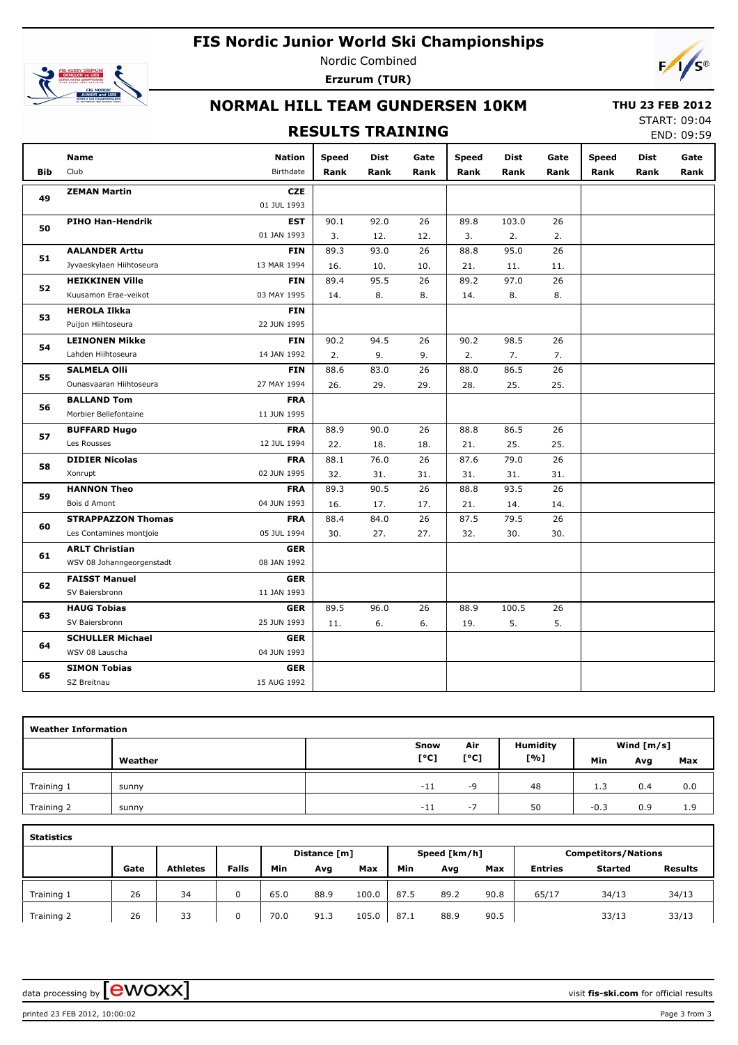# FIS Nordic Junior World Ski Championships

Nordic Combined

**Erzurum (TUR)**

## NORMAL HILL TEAM GUNDERSEN 10KM

**THU 23 FEB 2012**

START: 09:04

END: 09:59

## RESULTS TRAINING

| Bib | Name / Club | Nation / Birthdate | Speed Rank | Dist Rank | Gate Rank | Speed Rank | Dist Rank | Gate Rank | Speed Rank | Dist Rank | Gate Rank |
|---|---|---|---|---|---|---|---|---|---|---|---|
| 49 | **ZEMAN Martin** | **CZE** 01 JUL 1993 | | | | | | | | | |
| 50 | **PIHO Han-Hendrik** | **EST** 01 JAN 1993 | 90.1 / 3. | 92.0 / 12. | 26 / 12. | 89.8 / 3. | 103.0 / 2. | 26 / 2. | | | |
| 51 | **AALANDER Arttu** Jyvaeskylaen Hiihtoseura | **FIN** 13 MAR 1994 | 89.3 / 16. | 93.0 / 10. | 26 / 10. | 88.8 / 21. | 95.0 / 11. | 26 / 11. | | | |
| 52 | **HEIKKINEN Ville** Kuusamon Erae-veikot | **FIN** 03 MAY 1995 | 89.4 / 14. | 95.5 / 8. | 26 / 8. | 89.2 / 14. | 97.0 / 8. | 26 / 8. | | | |
| 53 | **HEROLA Ilkka** Puijon Hiihtoseura | **FIN** 22 JUN 1995 | | | | | | | | | |
| 54 | **LEINONEN Mikke** Lahden Hiihtoseura | **FIN** 14 JAN 1992 | 90.2 / 2. | 94.5 / 9. | 26 / 9. | 90.2 / 2. | 98.5 / 7. | 26 / 7. | | | |
| 55 | **SALMELA Olli** Ounasvaaran Hiihtoseura | **FIN** 27 MAY 1994 | 88.6 / 26. | 83.0 / 29. | 26 / 29. | 88.0 / 28. | 86.5 / 25. | 26 / 25. | | | |
| 56 | **BALLAND Tom** Morbier Bellefontaine | **FRA** 11 JUN 1995 | | | | | | | | | |
| 57 | **BUFFARD Hugo** Les Rousses | **FRA** 12 JUL 1994 | 88.9 / 22. | 90.0 / 18. | 26 / 18. | 88.8 / 21. | 86.5 / 25. | 26 / 25. | | | |
| 58 | **DIDIER Nicolas** Xonrupt | **FRA** 02 JUN 1995 | 88.1 / 32. | 76.0 / 31. | 26 / 31. | 87.6 / 31. | 79.0 / 31. | 26 / 31. | | | |
| 59 | **HANNON Theo** Bois d Amont | **FRA** 04 JUN 1993 | 89.3 / 16. | 90.5 / 17. | 26 / 17. | 88.8 / 21. | 93.5 / 14. | 26 / 14. | | | |
| 60 | **STRAPPAZZON Thomas** Les Contamines montjoie | **FRA** 05 JUL 1994 | 88.4 / 30. | 84.0 / 27. | 26 / 27. | 87.5 / 32. | 79.5 / 30. | 26 / 30. | | | |
| 61 | **ARLT Christian** WSV 08 Johanngeorgenstadt | **GER** 08 JAN 1992 | | | | | | | | | |
| 62 | **FAISST Manuel** SV Baiersbronn | **GER** 11 JAN 1993 | | | | | | | | | |
| 63 | **HAUG Tobias** SV Baiersbronn | **GER** 25 JUN 1993 | 89.5 / 11. | 96.0 / 6. | 26 / 6. | 88.9 / 19. | 100.5 / 5. | 26 / 5. | | | |
| 64 | **SCHULLER Michael** WSV 08 Lauscha | **GER** 04 JUN 1993 | | | | | | | | | |
| 65 | **SIMON Tobias** SZ Breitnau | **GER** 15 AUG 1992 | | | | | | | | | |

### Weather Information

| | Weather | Snow [°C] | Air [°C] | Humidity [%] | Wind [m/s] Min | Avg | Max |
|---|---|---|---|---|---|---|---|
| Training 1 | sunny | -11 | -9 | 48 | 1.3 | 0.4 | 0.0 |
| Training 2 | sunny | -11 | -7 | 50 | -0.3 | 0.9 | 1.9 |

### Statistics

| | Gate | Athletes | Falls | Distance [m] Min | Avg | Max | Speed [km/h] Min | Avg | Max | Competitors/Nations Entries | Started | Results |
|---|---|---|---|---|---|---|---|---|---|---|---|---|
| Training 1 | 26 | 34 | 0 | 65.0 | 88.9 | 100.0 | 87.5 | 89.2 | 90.8 | 65/17 | 34/13 | 34/13 |
| Training 2 | 26 | 33 | 0 | 70.0 | 91.3 | 105.0 | 87.1 | 88.9 | 90.5 | | 33/13 | 33/13 |

data processing by ewoxx — visit fis-ski.com for official results

printed 23 FEB 2012, 10:00:02